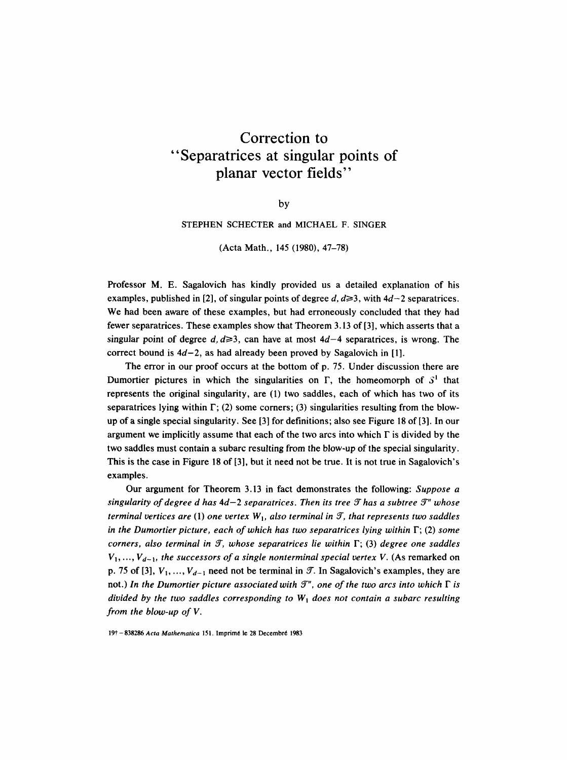# Correction to "Separatrices at singular points of planar vector fields"

by

STEPHEN SCHECTER and MICHAEL F. SINGER

(Acta Math., 145 (1980), 47–78)

Professor M. E. Sagalovich has kindly provided us a detailed explanation of his examples, published in [2], of singular points of degree $d$, $d \geq 3$, with $4d-2$ separatrices. We had been aware of these examples, but had erroneously concluded that they had fewer separatrices. These examples show that Theorem 3.13 of [3], which asserts that a singular point of degree $d$, $d \geq 3$, can have at most $4d-4$ separatrices, is wrong. The correct bound is $4d-2$, as had already been proved by Sagalovich in [1].

The error in our proof occurs at the bottom of p. 75. Under discussion there are Dumortier pictures in which the singularities on $\Gamma$, the homeomorph of $S^1$ that represents the original singularity, are (1) two saddles, each of which has two of its separatrices lying within $\Gamma$; (2) some corners; (3) singularities resulting from the blow-up of a single special singularity. See [3] for definitions; also see Figure 18 of [3]. In our argument we implicitly assume that each of the two arcs into which $\Gamma$ is divided by the two saddles must contain a subarc resulting from the blow-up of the special singularity. This is the case in Figure 18 of [3], but it need not be true. It is not true in Sagalovich's examples.

Our argument for Theorem 3.13 in fact demonstrates the following: *Suppose a singularity of degree $d$ has $4d-2$ separatrices. Then its tree $\mathcal{T}$ has a subtree $\mathcal{T}''$ whose terminal vertices are* (1) *one vertex $W_1$, also terminal in $\mathcal{T}$, that represents two saddles in the Dumortier picture, each of which has two separatrices lying within $\Gamma$;* (2) *some corners, also terminal in $\mathcal{T}$, whose separatrices lie within $\Gamma$;* (3) *degree one saddles $V_1, \ldots, V_{d-1}$, the successors of a single nonterminal special vertex $V$.* (As remarked on p. 75 of [3], $V_1, \ldots, V_{d-1}$ need not be terminal in $\mathcal{T}$. In Sagalovich's examples, they are not.) *In the Dumortier picture associated with $\mathcal{T}''$, one of the two arcs into which $\Gamma$ is divided by the two saddles corresponding to $W_1$ does not contain a subarc resulting from the blow-up of $V$.*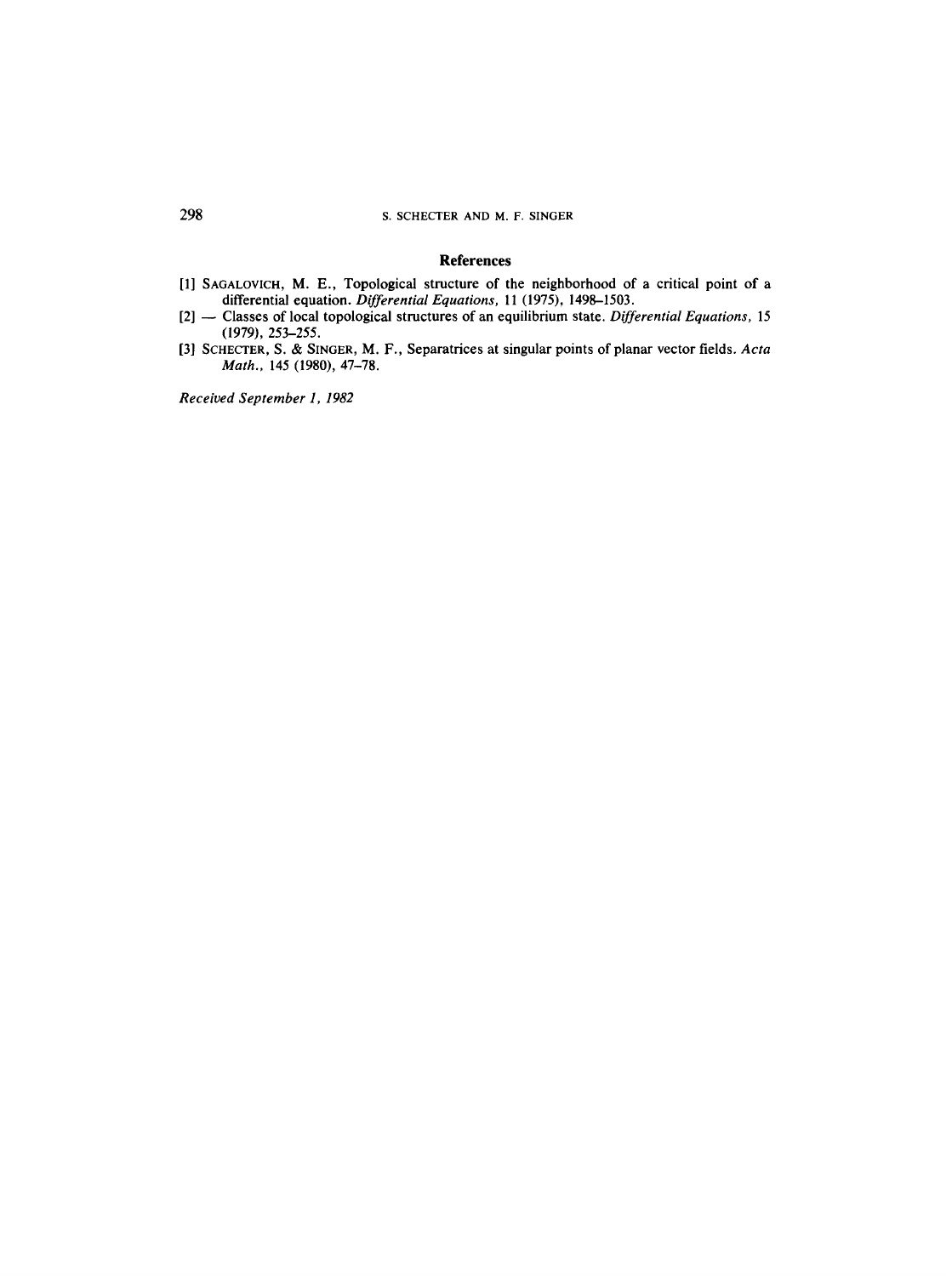## References

[1] Sagalovich, M. E., Topological structure of the neighborhood of a critical point of a differential equation. *Differential Equations*, 11 (1975), 1498–1503.

[2] — Classes of local topological structures of an equilibrium state. *Differential Equations*, 15 (1979), 253–255.

[3] Schecter, S. & Singer, M. F., Separatrices at singular points of planar vector fields. *Acta Math.*, 145 (1980), 47–78.

*Received September 1, 1982*